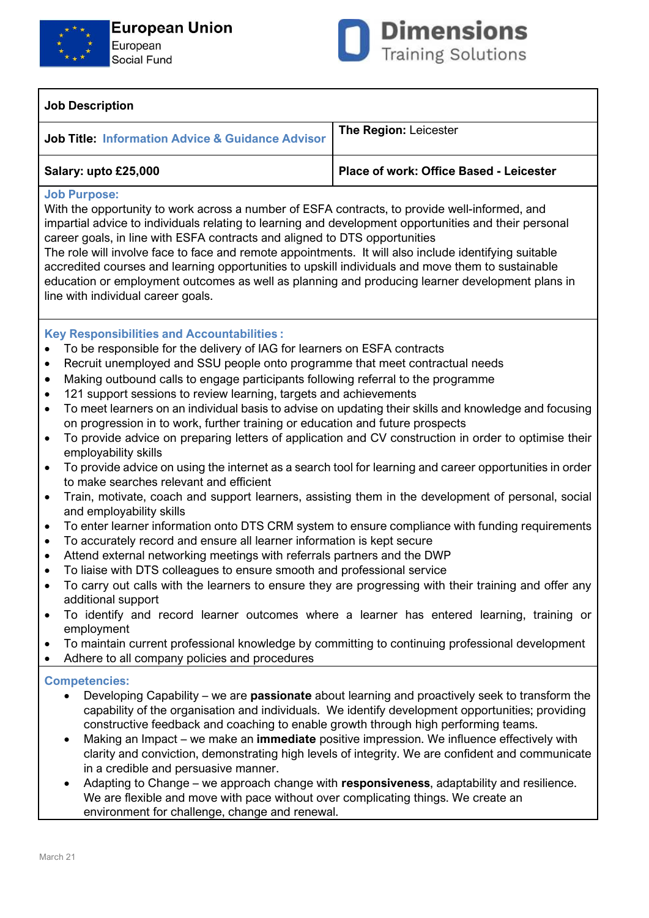European Union
European
Social Fund

Dimensions
Training Solutions

| Job Description | |
|---|---|
| **Job Title:** **Information Advice & Guidance Advisor** | **The Region:** Leicester |
| **Salary: upto £25,000** | **Place of work: Office Based - Leicester** |

**Job Purpose:**

With the opportunity to work across a number of ESFA contracts, to provide well-informed, and impartial advice to individuals relating to learning and development opportunities and their personal career goals, in line with ESFA contracts and aligned to DTS opportunities

The role will involve face to face and remote appointments. It will also include identifying suitable accredited courses and learning opportunities to upskill individuals and move them to sustainable education or employment outcomes as well as planning and producing learner development plans in line with individual career goals.

**Key Responsibilities and Accountabilities :**

- To be responsible for the delivery of IAG for learners on ESFA contracts
- Recruit unemployed and SSU people onto programme that meet contractual needs
- Making outbound calls to engage participants following referral to the programme
- 121 support sessions to review learning, targets and achievements
- To meet learners on an individual basis to advise on updating their skills and knowledge and focusing on progression in to work, further training or education and future prospects
- To provide advice on preparing letters of application and CV construction in order to optimise their employability skills
- To provide advice on using the internet as a search tool for learning and career opportunities in order to make searches relevant and efficient
- Train, motivate, coach and support learners, assisting them in the development of personal, social and employability skills
- To enter learner information onto DTS CRM system to ensure compliance with funding requirements
- To accurately record and ensure all learner information is kept secure
- Attend external networking meetings with referrals partners and the DWP
- To liaise with DTS colleagues to ensure smooth and professional service
- To carry out calls with the learners to ensure they are progressing with their training and offer any additional support
- To identify and record learner outcomes where a learner has entered learning, training or employment
- To maintain current professional knowledge by committing to continuing professional development
- Adhere to all company policies and procedures

**Competencies:**

- Developing Capability – we are **passionate** about learning and proactively seek to transform the capability of the organisation and individuals. We identify development opportunities; providing constructive feedback and coaching to enable growth through high performing teams.
- Making an Impact – we make an **immediate** positive impression. We influence effectively with clarity and conviction, demonstrating high levels of integrity. We are confident and communicate in a credible and persuasive manner.
- Adapting to Change – we approach change with **responsiveness**, adaptability and resilience. We are flexible and move with pace without over complicating things. We create an environment for challenge, change and renewal.

March 21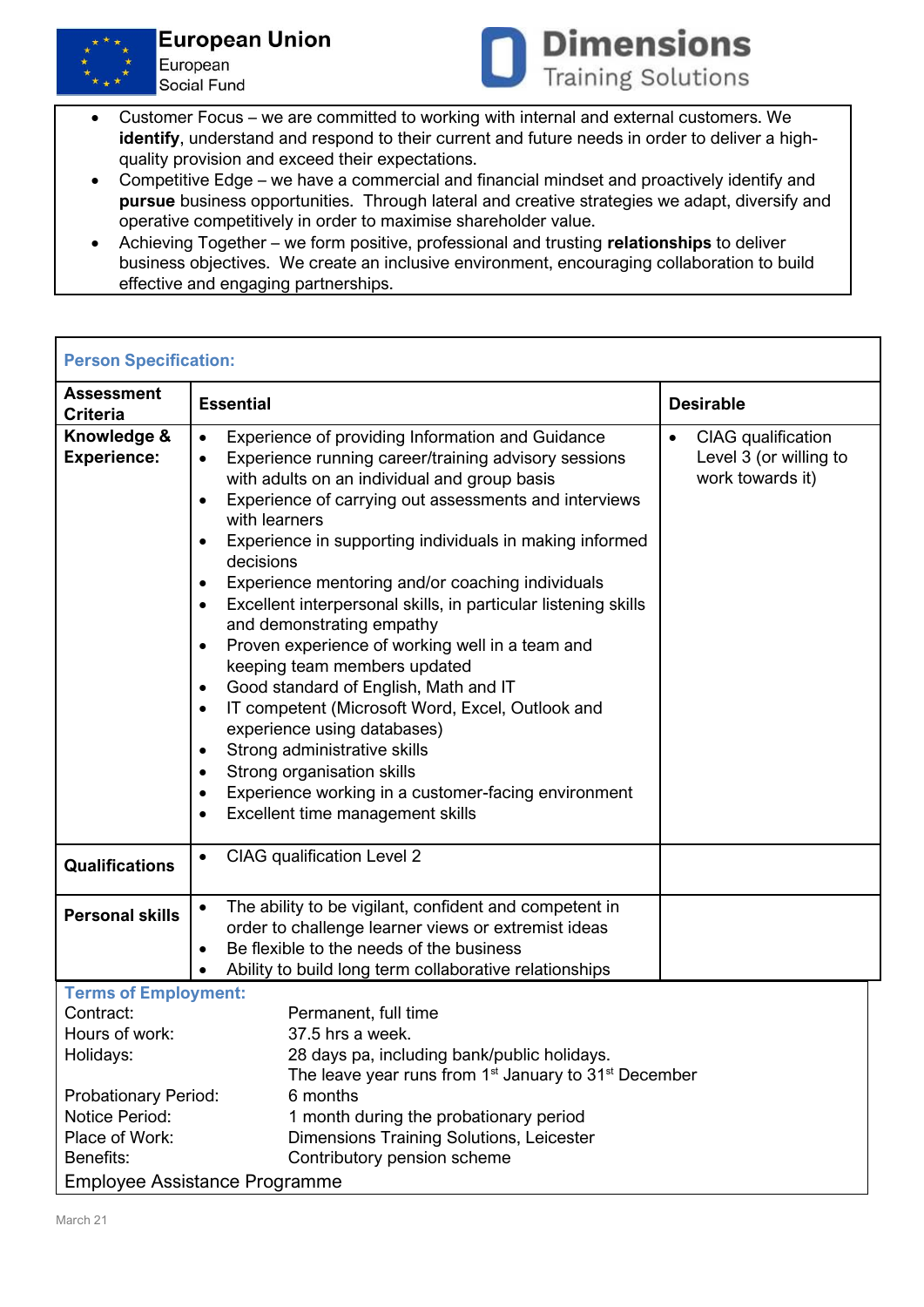- Customer Focus – we are committed to working with internal and external customers. We **identify**, understand and respond to their current and future needs in order to deliver a high-quality provision and exceed their expectations.
- Competitive Edge – we have a commercial and financial mindset and proactively identify and **pursue** business opportunities. Through lateral and creative strategies we adapt, diversify and operative competitively in order to maximise shareholder value.
- Achieving Together – we form positive, professional and trusting **relationships** to deliver business objectives. We create an inclusive environment, encouraging collaboration to build effective and engaging partnerships.

## Person Specification:

| Assessment Criteria | Essential | Desirable |
|---|---|---|
| **Knowledge & Experience:** | • Experience of providing Information and Guidance<br>• Experience running career/training advisory sessions with adults on an individual and group basis<br>• Experience of carrying out assessments and interviews with learners<br>• Experience in supporting individuals in making informed decisions<br>• Experience mentoring and/or coaching individuals<br>• Excellent interpersonal skills, in particular listening skills and demonstrating empathy<br>• Proven experience of working well in a team and keeping team members updated<br>• Good standard of English, Math and IT<br>• IT competent (Microsoft Word, Excel, Outlook and experience using databases)<br>• Strong administrative skills<br>• Strong organisation skills<br>• Experience working in a customer-facing environment<br>• Excellent time management skills | • CIAG qualification Level 3 (or willing to work towards it) |
| **Qualifications** | • CIAG qualification Level 2 | |
| **Personal skills** | • The ability to be vigilant, confident and competent in order to challenge learner views or extremist ideas<br>• Be flexible to the needs of the business<br>• Ability to build long term collaborative relationships | |

## Terms of Employment:

| | |
|---|---|
| Contract: | Permanent, full time |
| Hours of work: | 37.5 hrs a week. |
| Holidays: | 28 days pa, including bank/public holidays. The leave year runs from 1st January to 31st December |
| Probationary Period: | 6 months |
| Notice Period: | 1 month during the probationary period |
| Place of Work: | Dimensions Training Solutions, Leicester |
| Benefits: | Contributory pension scheme |

Employee Assistance Programme

March 21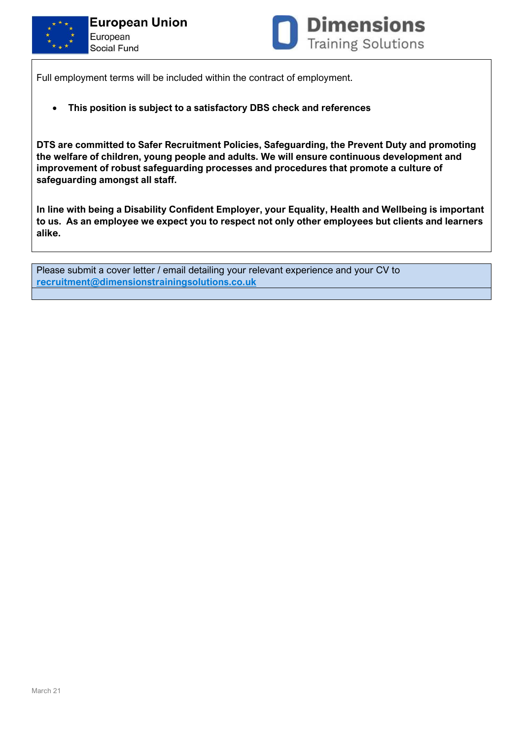Full employment terms will be included within the contract of employment.

- **This position is subject to a satisfactory DBS check and references**

**DTS are committed to Safer Recruitment Policies, Safeguarding, the Prevent Duty and promoting the welfare of children, young people and adults. We will ensure continuous development and improvement of robust safeguarding processes and procedures that promote a culture of safeguarding amongst all staff.**

**In line with being a Disability Confident Employer, your Equality, Health and Wellbeing is important to us. As an employee we expect you to respect not only other employees but clients and learners alike.**

Please submit a cover letter / email detailing your relevant experience and your CV to **recruitment@dimensionstrainingsolutions.co.uk**